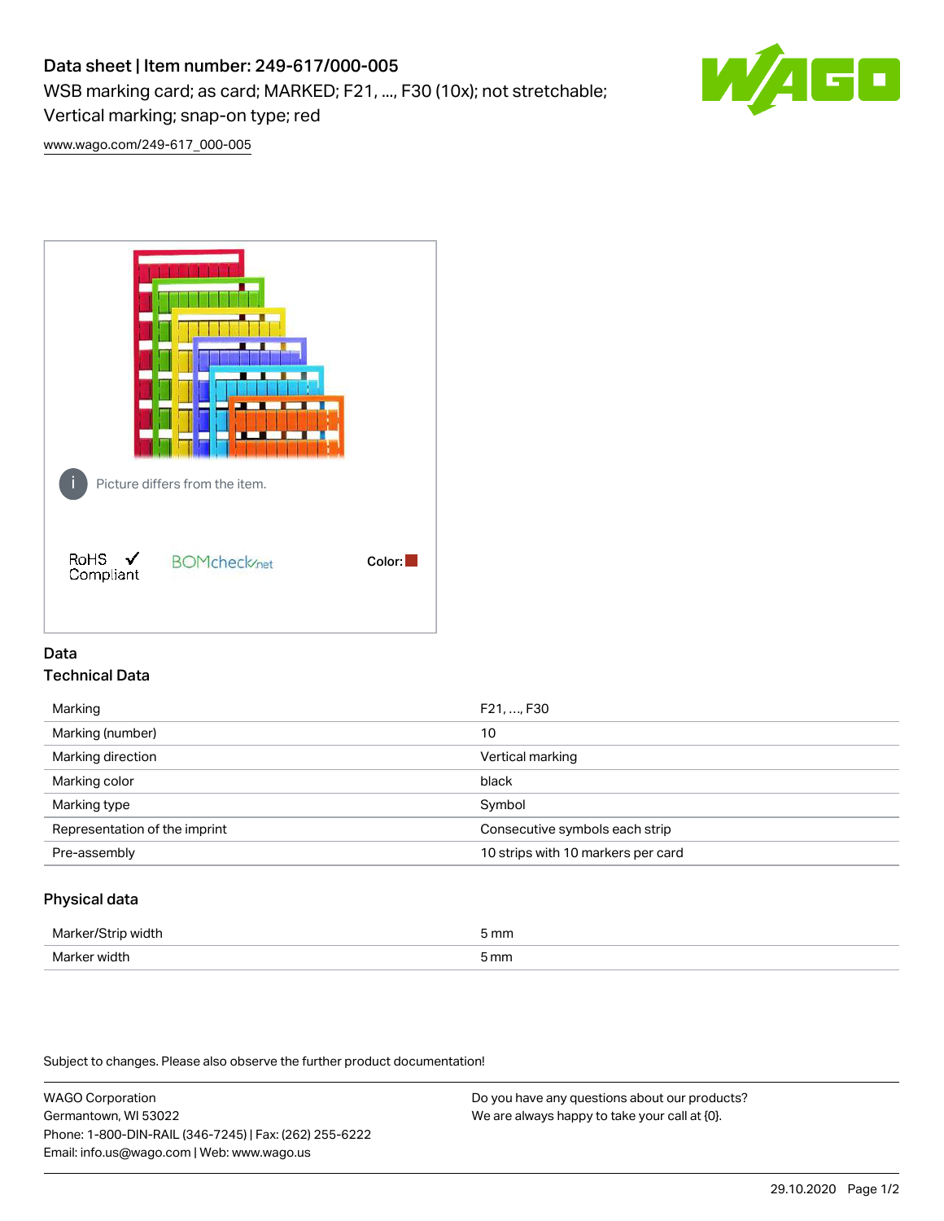# Data sheet | Item number: 249-617/000-005

WSB marking card; as card; MARKED; F21, ..., F30 (10x); not stretchable; Vertical marking; snap-on type; red

www.wago.com/249-617_000-005

Picture differs from the item.

RoHS ✓ Compliant

BOMcheck.net

Color:

## Data

### Technical Data

| Marking | F21, ..., F30 |
| --- | --- |
| Marking (number) | 10 |
| Marking direction | Vertical marking |
| Marking color | black |
| Marking type | Symbol |
| Representation of the imprint | Consecutive symbols each strip |
| Pre-assembly | 10 strips with 10 markers per card |

### Physical data

| Marker/Strip width | 5 mm |
| --- | --- |
| Marker width | 5 mm |

Subject to changes. Please also observe the further product documentation!

WAGO Corporation
Germantown, WI 53022
Phone: 1-800-DIN-RAIL (346-7245) | Fax: (262) 255-6222
Email: info.us@wago.com | Web: www.wago.us

Do you have any questions about our products?
We are always happy to take your call at {0}.

29.10.2020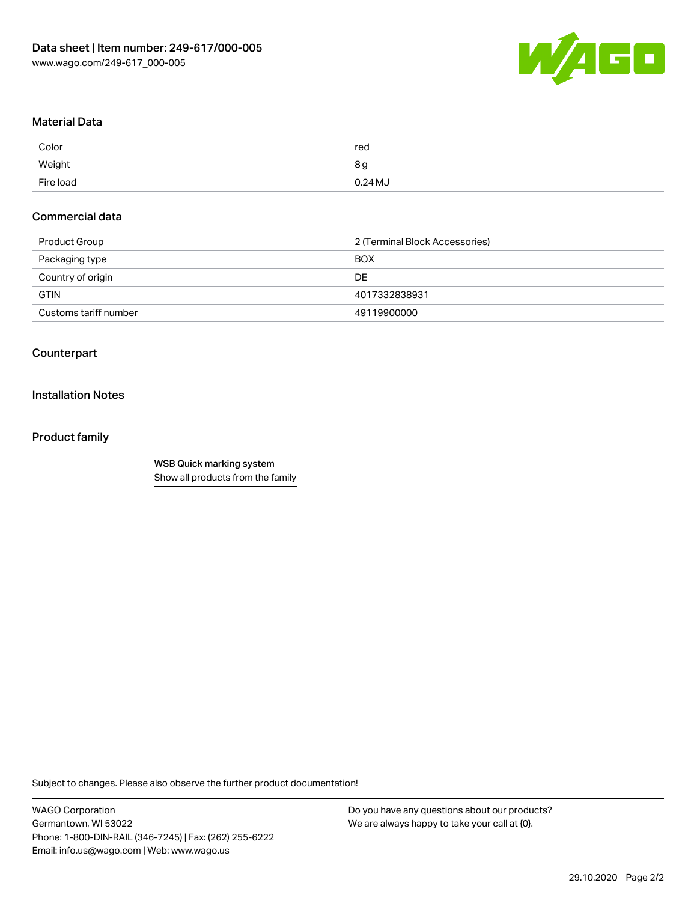## Material Data

| | |
|---|---|
| Color | red |
| Weight | 8 g |
| Fire load | 0.24 MJ |

## Commercial data

| | |
|---|---|
| Product Group | 2 (Terminal Block Accessories) |
| Packaging type | BOX |
| Country of origin | DE |
| GTIN | 4017332838931 |
| Customs tariff number | 49119900000 |

## Counterpart

## Installation Notes

## Product family

**WSB Quick marking system**
Show all products from the family

Subject to changes. Please also observe the further product documentation!

WAGO Corporation
Germantown, WI 53022
Phone: 1-800-DIN-RAIL (346-7245) | Fax: (262) 255-6222
Email: info.us@wago.com | Web: www.wago.us

Do you have any questions about our products?
We are always happy to take your call at {0}.